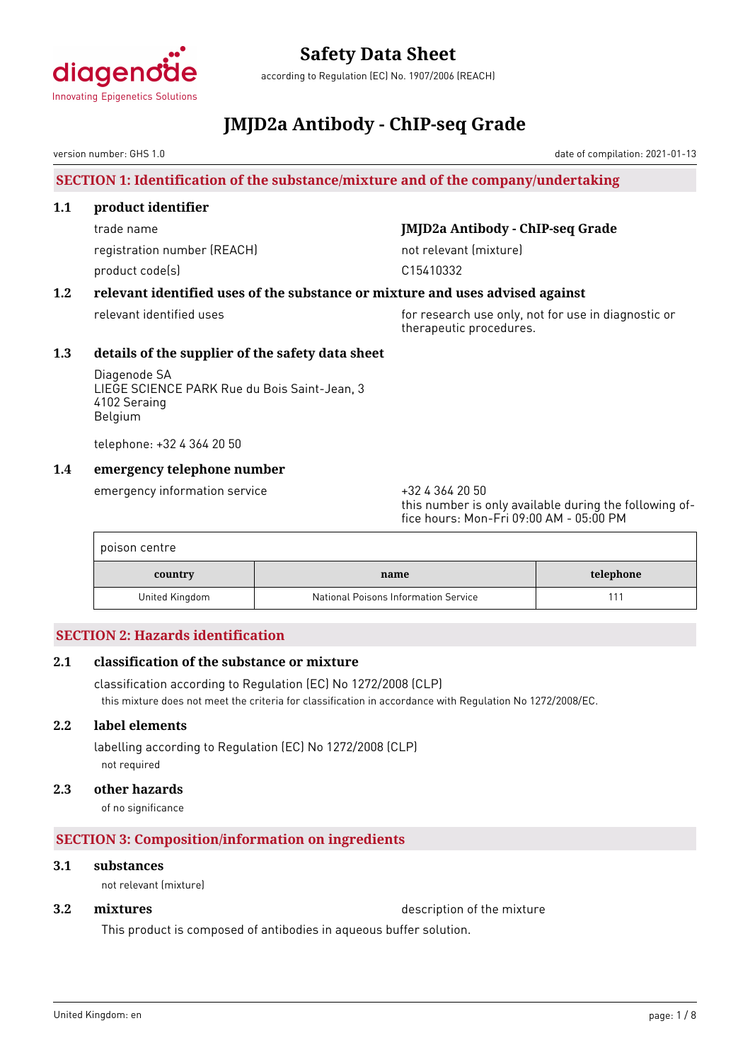# Safety Data Sheet

according to Regulation (EC) No. 1907/2006 (REACH)

# JMJD2a Antibody - ChIP-seq Grade

version number: GHS 1.0

date of compilation: 2021-01-13

## SECTION 1: Identification of the substance/mixture and of the company/undertaking

### 1.1 product identifier

trade name: **JMJD2a Antibody - ChIP-seq Grade**

registration number (REACH): not relevant (mixture)

product code(s): C15410332

### 1.2 relevant identified uses of the substance or mixture and uses advised against

relevant identified uses: for research use only, not for use in diagnostic or therapeutic procedures.

### 1.3 details of the supplier of the safety data sheet

Diagenode SA
LIEGE SCIENCE PARK Rue du Bois Saint-Jean, 3
4102 Seraing
Belgium

telephone: +32 4 364 20 50

### 1.4 emergency telephone number

emergency information service: +32 4 364 20 50
this number is only available during the following office hours: Mon-Fri 09:00 AM - 05:00 PM

poison centre

| country | name | telephone |
|---|---|---|
| United Kingdom | National Poisons Information Service | 111 |

## SECTION 2: Hazards identification

### 2.1 classification of the substance or mixture

classification according to Regulation (EC) No 1272/2008 (CLP)

this mixture does not meet the criteria for classification in accordance with Regulation No 1272/2008/EC.

### 2.2 label elements

labelling according to Regulation (EC) No 1272/2008 (CLP)

not required

### 2.3 other hazards

of no significance

## SECTION 3: Composition/information on ingredients

### 3.1 substances

not relevant (mixture)

### 3.2 mixtures

description of the mixture

This product is composed of antibodies in aqueous buffer solution.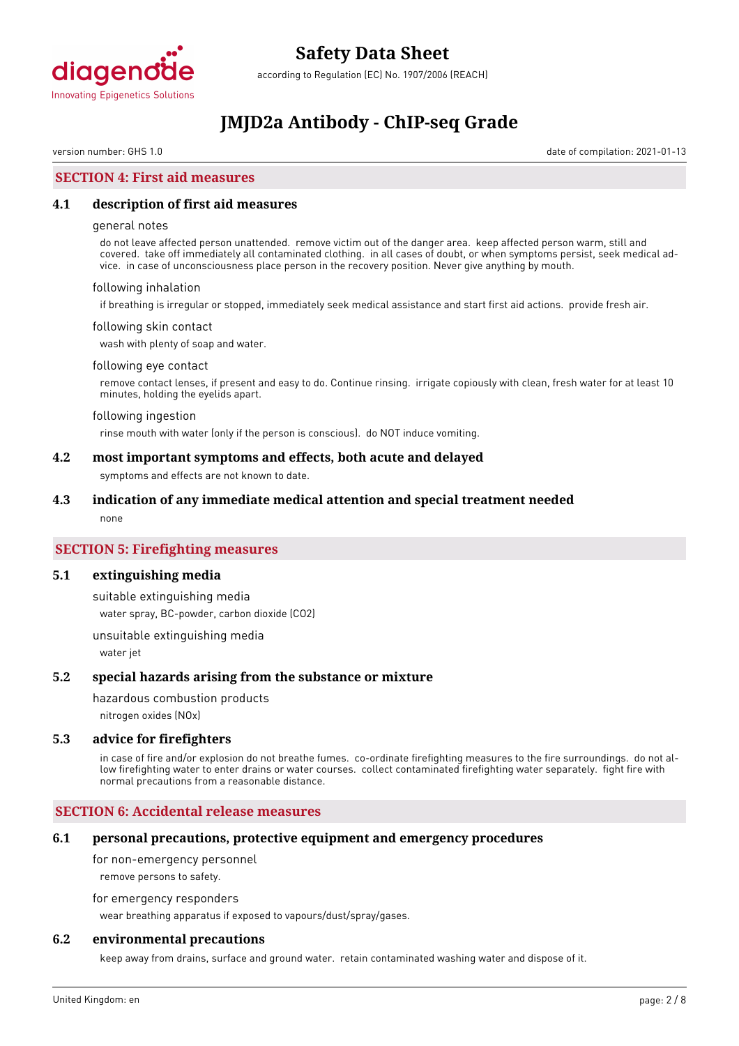## SECTION 4: First aid measures

### 4.1 description of first aid measures

general notes

do not leave affected person unattended. remove victim out of the danger area. keep affected person warm, still and covered. take off immediately all contaminated clothing. in all cases of doubt, or when symptoms persist, seek medical advice. in case of unconsciousness place person in the recovery position. Never give anything by mouth.

following inhalation

if breathing is irregular or stopped, immediately seek medical assistance and start first aid actions. provide fresh air.

following skin contact

wash with plenty of soap and water.

following eye contact

remove contact lenses, if present and easy to do. Continue rinsing. irrigate copiously with clean, fresh water for at least 10 minutes, holding the eyelids apart.

following ingestion

rinse mouth with water (only if the person is conscious). do NOT induce vomiting.

### 4.2 most important symptoms and effects, both acute and delayed

symptoms and effects are not known to date.

### 4.3 indication of any immediate medical attention and special treatment needed

none

## SECTION 5: Firefighting measures

### 5.1 extinguishing media

suitable extinguishing media

water spray, BC-powder, carbon dioxide ($CO_2$)

unsuitable extinguishing media

water jet

### 5.2 special hazards arising from the substance or mixture

hazardous combustion products

nitrogen oxides (NOx)

### 5.3 advice for firefighters

in case of fire and/or explosion do not breathe fumes. co-ordinate firefighting measures to the fire surroundings. do not allow firefighting water to enter drains or water courses. collect contaminated firefighting water separately. fight fire with normal precautions from a reasonable distance.

## SECTION 6: Accidental release measures

### 6.1 personal precautions, protective equipment and emergency procedures

for non-emergency personnel

remove persons to safety.

for emergency responders

wear breathing apparatus if exposed to vapours/dust/spray/gases.

### 6.2 environmental precautions

keep away from drains, surface and ground water. retain contaminated washing water and dispose of it.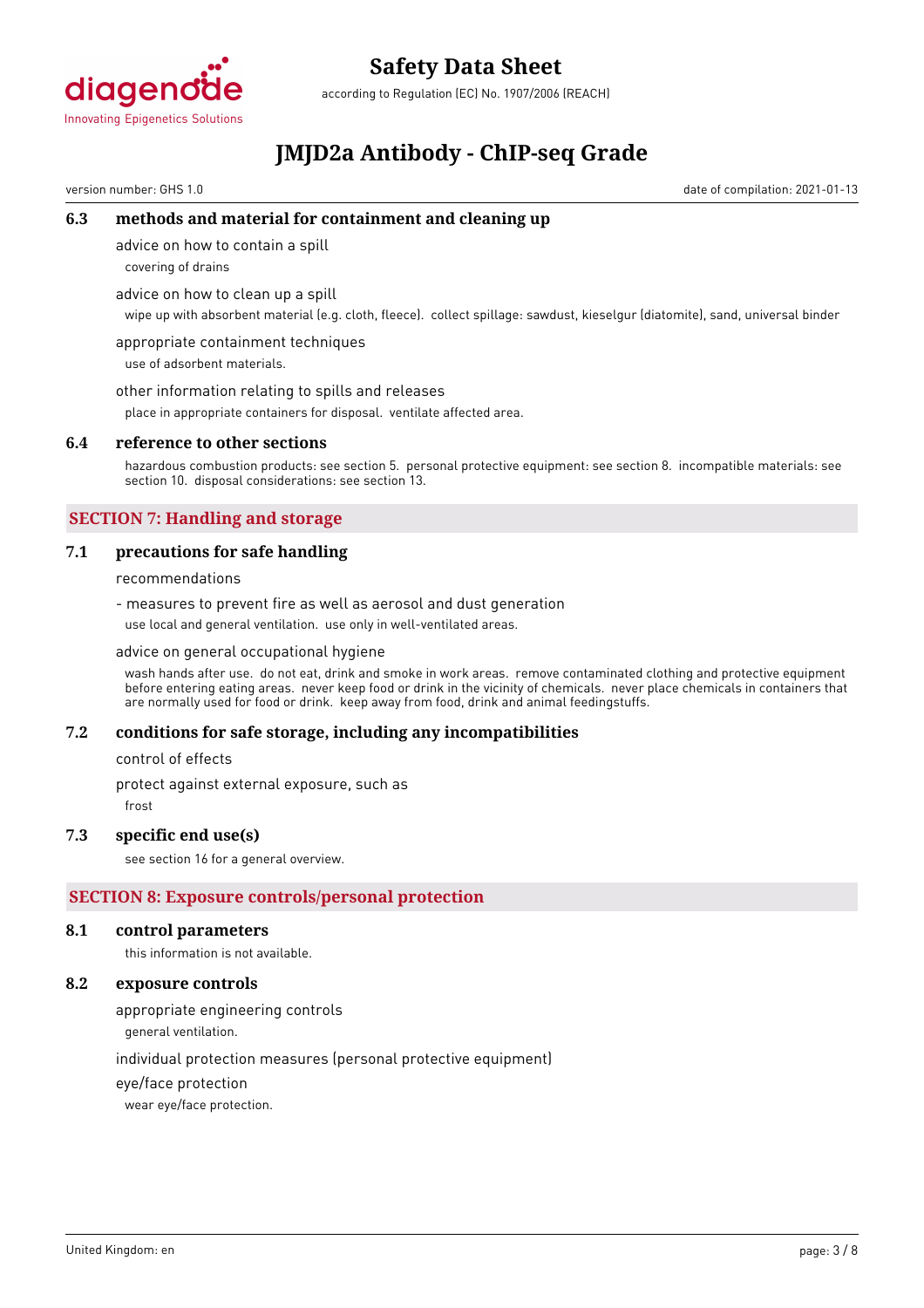### 6.3 methods and material for containment and cleaning up

advice on how to contain a spill

covering of drains

advice on how to clean up a spill

wipe up with absorbent material (e.g. cloth, fleece). collect spillage: sawdust, kieselgur (diatomite), sand, universal binder

appropriate containment techniques

use of adsorbent materials.

other information relating to spills and releases

place in appropriate containers for disposal. ventilate affected area.

### 6.4 reference to other sections

hazardous combustion products: see section 5. personal protective equipment: see section 8. incompatible materials: see section 10. disposal considerations: see section 13.

## SECTION 7: Handling and storage

### 7.1 precautions for safe handling

recommendations

- measures to prevent fire as well as aerosol and dust generation

use local and general ventilation. use only in well-ventilated areas.

advice on general occupational hygiene

wash hands after use. do not eat, drink and smoke in work areas. remove contaminated clothing and protective equipment before entering eating areas. never keep food or drink in the vicinity of chemicals. never place chemicals in containers that are normally used for food or drink. keep away from food, drink and animal feedingstuffs.

### 7.2 conditions for safe storage, including any incompatibilities

control of effects

protect against external exposure, such as

frost

### 7.3 specific end use(s)

see section 16 for a general overview.

## SECTION 8: Exposure controls/personal protection

### 8.1 control parameters

this information is not available.

### 8.2 exposure controls

appropriate engineering controls

general ventilation.

individual protection measures (personal protective equipment)

eye/face protection

wear eye/face protection.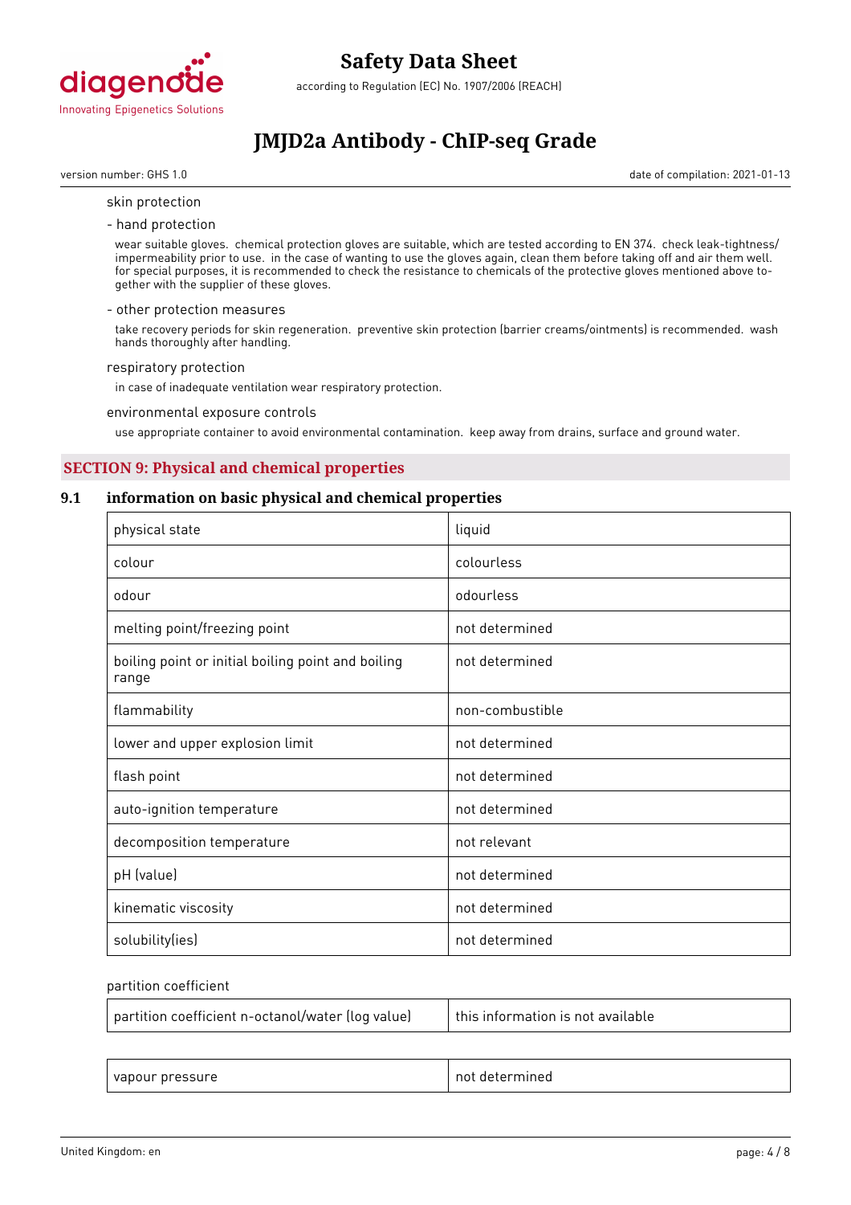skin protection

- hand protection

wear suitable gloves. chemical protection gloves are suitable, which are tested according to EN 374. check leak-tightness/ impermeability prior to use. in the case of wanting to use the gloves again, clean them before taking off and air them well. for special purposes, it is recommended to check the resistance to chemicals of the protective gloves mentioned above together with the supplier of these gloves.

- other protection measures

take recovery periods for skin regeneration. preventive skin protection (barrier creams/ointments) is recommended. wash hands thoroughly after handling.

respiratory protection

in case of inadequate ventilation wear respiratory protection.

environmental exposure controls

use appropriate container to avoid environmental contamination. keep away from drains, surface and ground water.

## SECTION 9: Physical and chemical properties

### 9.1 information on basic physical and chemical properties

| | |
|---|---|
| physical state | liquid |
| colour | colourless |
| odour | odourless |
| melting point/freezing point | not determined |
| boiling point or initial boiling point and boiling range | not determined |
| flammability | non-combustible |
| lower and upper explosion limit | not determined |
| flash point | not determined |
| auto-ignition temperature | not determined |
| decomposition temperature | not relevant |
| pH (value) | not determined |
| kinematic viscosity | not determined |
| solubility(ies) | not determined |

partition coefficient

| | |
|---|---|
| partition coefficient n-octanol/water (log value) | this information is not available |

| | |
|---|---|
| vapour pressure | not determined |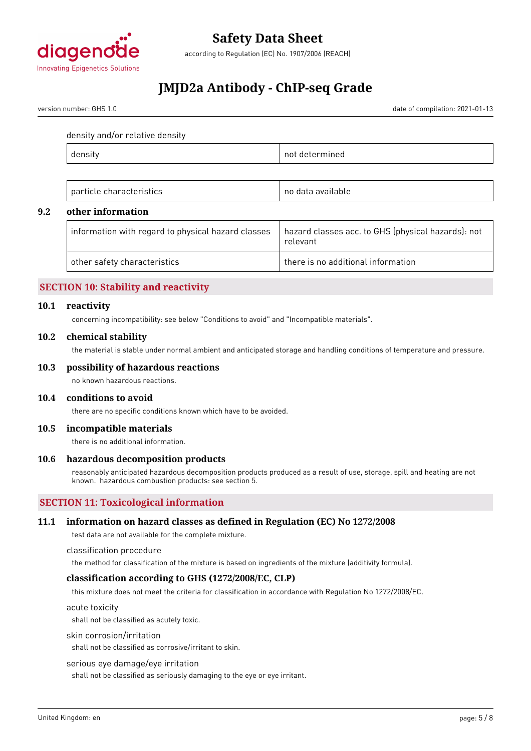density and/or relative density

| density | not determined |
|---|---|

| particle characteristics | no data available |
|---|---|

### 9.2 other information

| information with regard to physical hazard classes | hazard classes acc. to GHS (physical hazards): not relevant |
|---|---|
| other safety characteristics | there is no additional information |

## SECTION 10: Stability and reactivity

### 10.1 reactivity

concerning incompatibility: see below "Conditions to avoid" and "Incompatible materials".

### 10.2 chemical stability

the material is stable under normal ambient and anticipated storage and handling conditions of temperature and pressure.

### 10.3 possibility of hazardous reactions

no known hazardous reactions.

### 10.4 conditions to avoid

there are no specific conditions known which have to be avoided.

### 10.5 incompatible materials

there is no additional information.

### 10.6 hazardous decomposition products

reasonably anticipated hazardous decomposition products produced as a result of use, storage, spill and heating are not known. hazardous combustion products: see section 5.

## SECTION 11: Toxicological information

### 11.1 information on hazard classes as defined in Regulation (EC) No 1272/2008

test data are not available for the complete mixture.

classification procedure

the method for classification of the mixture is based on ingredients of the mixture (additivity formula).

#### classification according to GHS (1272/2008/EC, CLP)

this mixture does not meet the criteria for classification in accordance with Regulation No 1272/2008/EC.

acute toxicity

shall not be classified as acutely toxic.

skin corrosion/irritation

shall not be classified as corrosive/irritant to skin.

serious eye damage/eye irritation

shall not be classified as seriously damaging to the eye or eye irritant.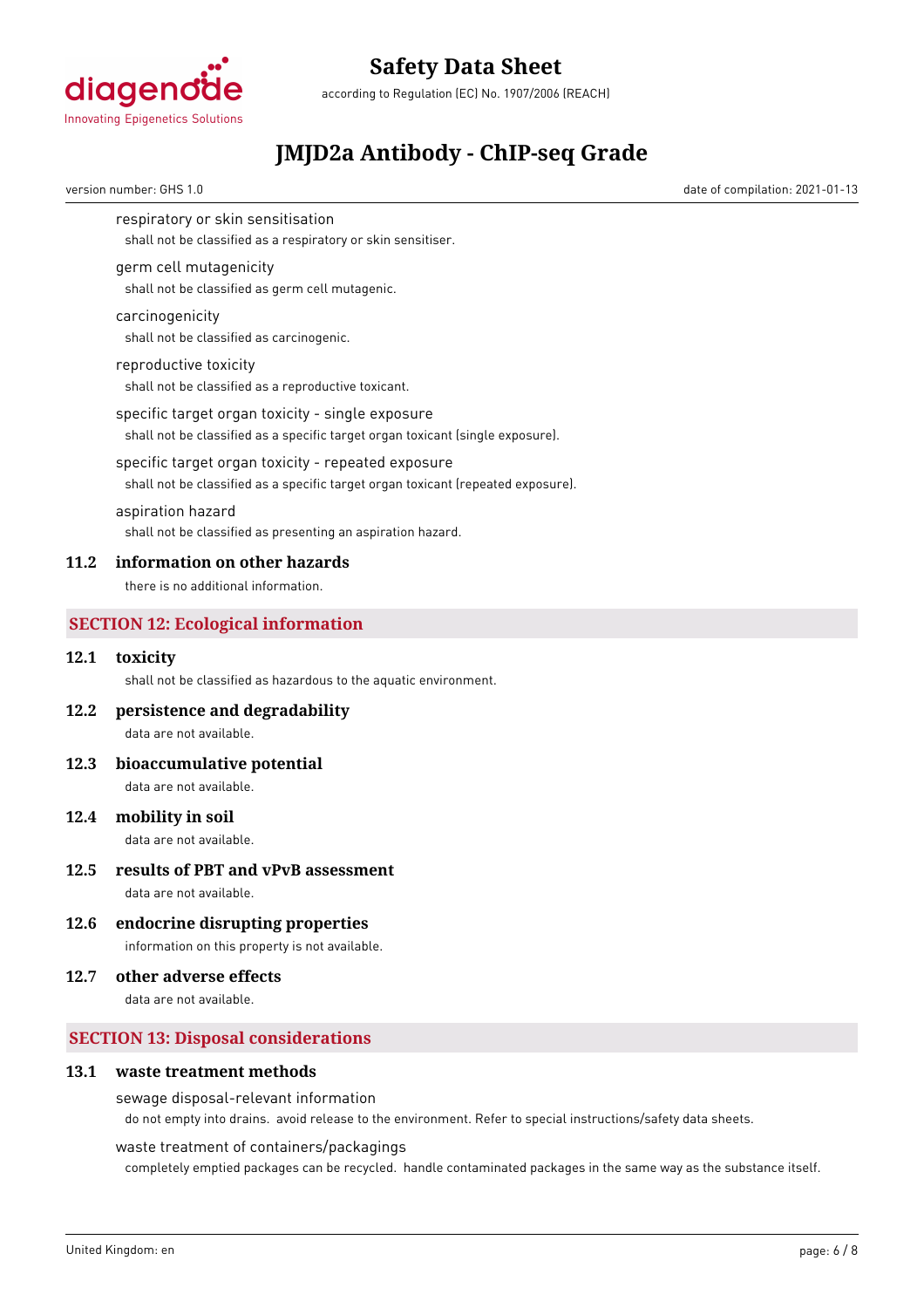respiratory or skin sensitisation

shall not be classified as a respiratory or skin sensitiser.

germ cell mutagenicity

shall not be classified as germ cell mutagenic.

carcinogenicity

shall not be classified as carcinogenic.

reproductive toxicity

shall not be classified as a reproductive toxicant.

specific target organ toxicity - single exposure

shall not be classified as a specific target organ toxicant (single exposure).

specific target organ toxicity - repeated exposure

shall not be classified as a specific target organ toxicant (repeated exposure).

aspiration hazard

shall not be classified as presenting an aspiration hazard.

### 11.2 information on other hazards

there is no additional information.

## SECTION 12: Ecological information

### 12.1 toxicity

shall not be classified as hazardous to the aquatic environment.

### 12.2 persistence and degradability

data are not available.

### 12.3 bioaccumulative potential

data are not available.

### 12.4 mobility in soil

data are not available.

### 12.5 results of PBT and vPvB assessment

data are not available.

### 12.6 endocrine disrupting properties

information on this property is not available.

### 12.7 other adverse effects

data are not available.

## SECTION 13: Disposal considerations

### 13.1 waste treatment methods

sewage disposal-relevant information

do not empty into drains. avoid release to the environment. Refer to special instructions/safety data sheets.

waste treatment of containers/packagings

completely emptied packages can be recycled. handle contaminated packages in the same way as the substance itself.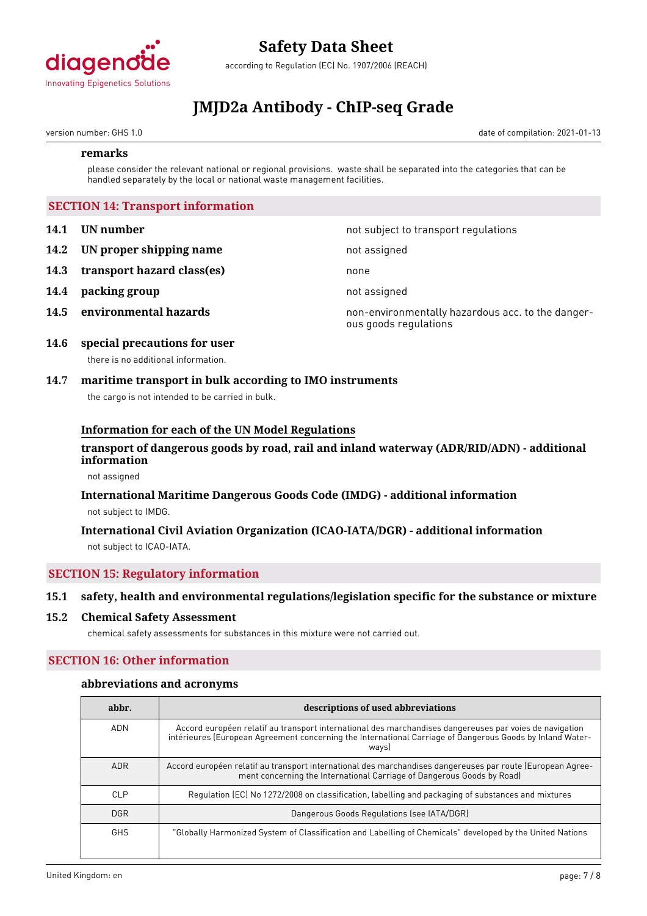#### remarks

please consider the relevant national or regional provisions. waste shall be separated into the categories that can be handled separately by the local or national waste management facilities.

## SECTION 14: Transport information

**14.1 UN number** — not subject to transport regulations

**14.2 UN proper shipping name** — not assigned

**14.3 transport hazard class(es)** — none

**14.4 packing group** — not assigned

**14.5 environmental hazards** — non-environmentally hazardous acc. to the dangerous goods regulations

### 14.6 special precautions for user

there is no additional information.

### 14.7 maritime transport in bulk according to IMO instruments

the cargo is not intended to be carried in bulk.

#### Information for each of the UN Model Regulations

#### transport of dangerous goods by road, rail and inland waterway (ADR/RID/ADN) - additional information

not assigned

#### International Maritime Dangerous Goods Code (IMDG) - additional information

not subject to IMDG.

#### International Civil Aviation Organization (ICAO-IATA/DGR) - additional information

not subject to ICAO-IATA.

## SECTION 15: Regulatory information

### 15.1 safety, health and environmental regulations/legislation specific for the substance or mixture

### 15.2 Chemical Safety Assessment

chemical safety assessments for substances in this mixture were not carried out.

## SECTION 16: Other information

#### abbreviations and acronyms

| abbr. | descriptions of used abbreviations |
|---|---|
| ADN | Accord européen relatif au transport international des marchandises dangereuses par voies de navigation intérieures (European Agreement concerning the International Carriage of Dangerous Goods by Inland Waterways) |
| ADR | Accord européen relatif au transport international des marchandises dangereuses par route (European Agreement concerning the International Carriage of Dangerous Goods by Road) |
| CLP | Regulation (EC) No 1272/2008 on classification, labelling and packaging of substances and mixtures |
| DGR | Dangerous Goods Regulations (see IATA/DGR) |
| GHS | "Globally Harmonized System of Classification and Labelling of Chemicals" developed by the United Nations |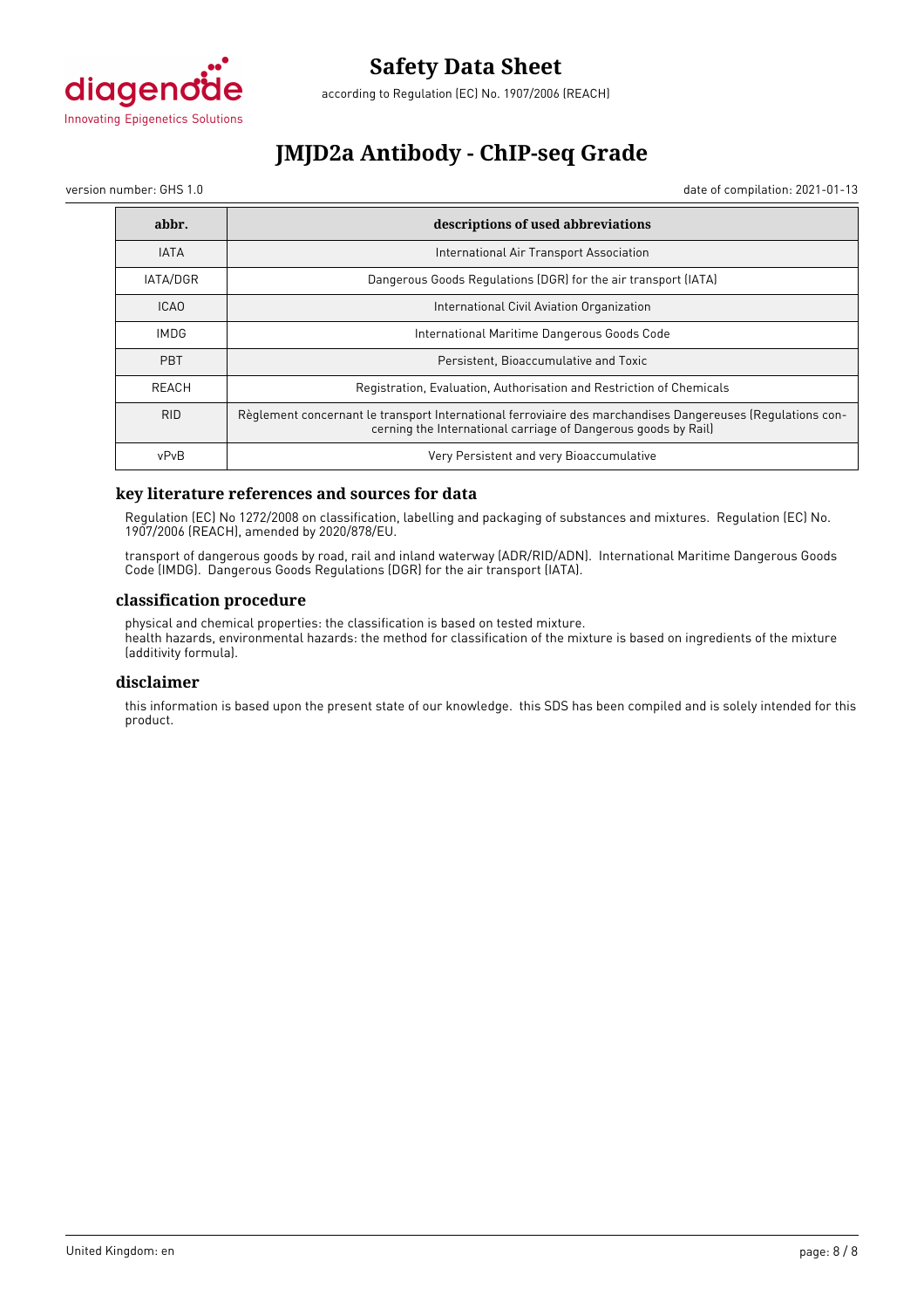| abbr. | descriptions of used abbreviations |
|---|---|
| IATA | International Air Transport Association |
| IATA/DGR | Dangerous Goods Regulations (DGR) for the air transport (IATA) |
| ICAO | International Civil Aviation Organization |
| IMDG | International Maritime Dangerous Goods Code |
| PBT | Persistent, Bioaccumulative and Toxic |
| REACH | Registration, Evaluation, Authorisation and Restriction of Chemicals |
| RID | Règlement concernant le transport International ferroviaire des marchandises Dangereuses (Regulations concerning the International carriage of Dangerous goods by Rail) |
| vPvB | Very Persistent and very Bioaccumulative |

### key literature references and sources for data

Regulation (EC) No 1272/2008 on classification, labelling and packaging of substances and mixtures. Regulation (EC) No. 1907/2006 (REACH), amended by 2020/878/EU.

transport of dangerous goods by road, rail and inland waterway (ADR/RID/ADN). International Maritime Dangerous Goods Code (IMDG). Dangerous Goods Regulations (DGR) for the air transport (IATA).

### classification procedure

physical and chemical properties: the classification is based on tested mixture.
health hazards, environmental hazards: the method for classification of the mixture is based on ingredients of the mixture (additivity formula).

### disclaimer

this information is based upon the present state of our knowledge. this SDS has been compiled and is solely intended for this product.